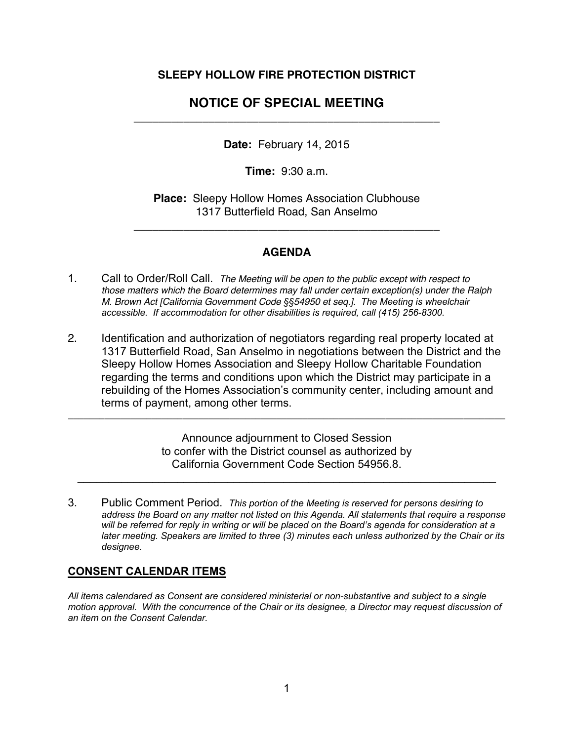**SLEEPY HOLLOW FIRE PROTECTION DISTRICT**

# NOTICE OF SPECIAL MEETING

---

**Date:** February 14, 2015

**Time:** 9:30 a.m.

**Place:** Sleepy Hollow Homes Association Clubhouse
1317 Butterfield Road, San Anselmo

---

## AGENDA

1. Call to Order/Roll Call. *The Meeting will be open to the public except with respect to those matters which the Board determines may fall under certain exception(s) under the Ralph M. Brown Act [California Government Code §§54950 et seq.]. The Meeting is wheelchair accessible. If accommodation for other disabilities is required, call (415) 256-8300.*

2. Identification and authorization of negotiators regarding real property located at 1317 Butterfield Road, San Anselmo in negotiations between the District and the Sleepy Hollow Homes Association and Sleepy Hollow Charitable Foundation regarding the terms and conditions upon which the District may participate in a rebuilding of the Homes Association's community center, including amount and terms of payment, among other terms.

---

Announce adjournment to Closed Session
to confer with the District counsel as authorized by
California Government Code Section 54956.8.

---

3. Public Comment Period. *This portion of the Meeting is reserved for persons desiring to address the Board on any matter not listed on this Agenda. All statements that require a response will be referred for reply in writing or will be placed on the Board's agenda for consideration at a later meeting. Speakers are limited to three (3) minutes each unless authorized by the Chair or its designee.*

## CONSENT CALENDAR ITEMS

*All items calendared as Consent are considered ministerial or non-substantive and subject to a single motion approval. With the concurrence of the Chair or its designee, a Director may request discussion of an item on the Consent Calendar.*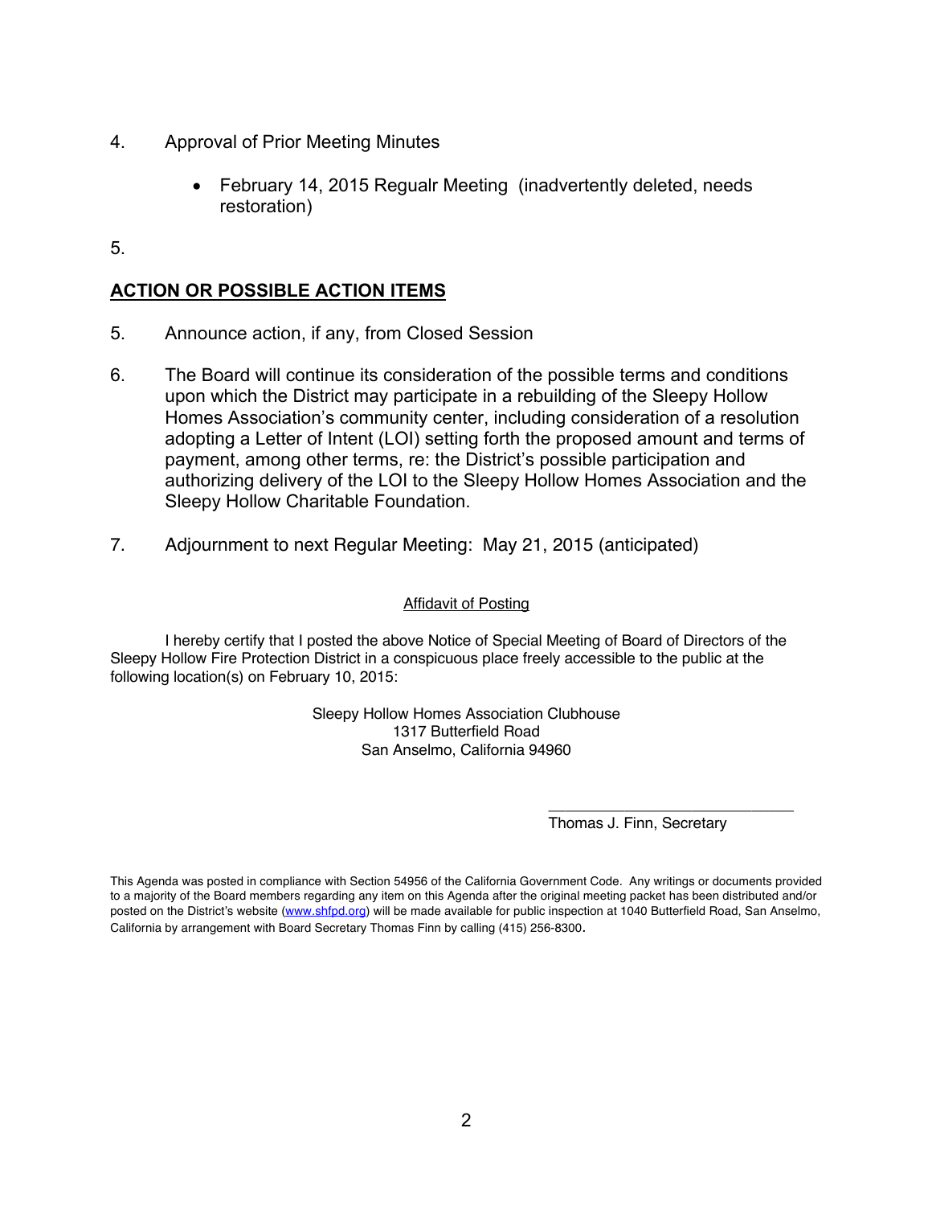4. Approval of Prior Meeting Minutes

   - February 14, 2015 Regualr Meeting (inadvertently deleted, needs restoration)

5.

## ACTION OR POSSIBLE ACTION ITEMS

5. Announce action, if any, from Closed Session

6. The Board will continue its consideration of the possible terms and conditions upon which the District may participate in a rebuilding of the Sleepy Hollow Homes Association's community center, including consideration of a resolution adopting a Letter of Intent (LOI) setting forth the proposed amount and terms of payment, among other terms, re: the District's possible participation and authorizing delivery of the LOI to the Sleepy Hollow Homes Association and the Sleepy Hollow Charitable Foundation.

7. Adjournment to next Regular Meeting: May 21, 2015 (anticipated)

<u>Affidavit of Posting</u>

I hereby certify that I posted the above Notice of Special Meeting of Board of Directors of the Sleepy Hollow Fire Protection District in a conspicuous place freely accessible to the public at the following location(s) on February 10, 2015:

Sleepy Hollow Homes Association Clubhouse
1317 Butterfield Road
San Anselmo, California 94960

\_\_\_\_\_\_\_\_\_\_\_\_\_\_\_\_\_\_\_\_\_\_\_\_\_\_\_\_\_\_
Thomas J. Finn, Secretary

This Agenda was posted in compliance with Section 54956 of the California Government Code. Any writings or documents provided to a majority of the Board members regarding any item on this Agenda after the original meeting packet has been distributed and/or posted on the District's website (www.shfpd.org) will be made available for public inspection at 1040 Butterfield Road, San Anselmo, California by arrangement with Board Secretary Thomas Finn by calling (415) 256-8300.